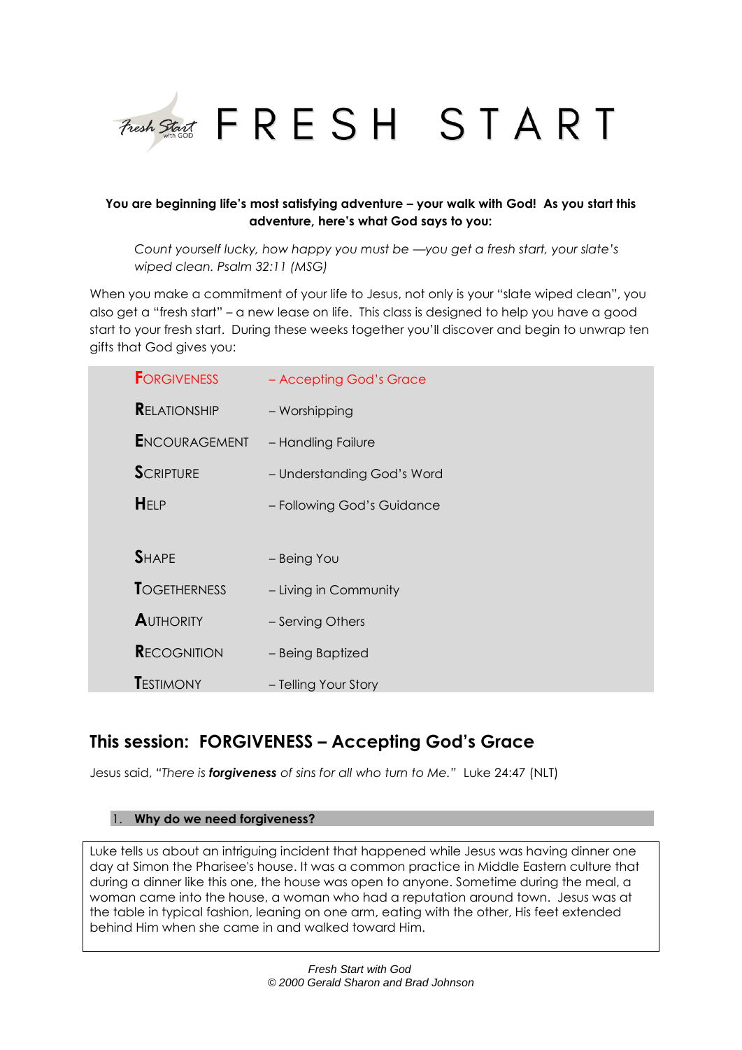// FRESH START

**You are beginning life's most satisfying adventure – your walk with God! As you start this adventure, here's what God says to you:**

> *Count yourself lucky, how happy you must be —you get a fresh start, your slate's wiped clean. Psalm 32:11 (MSG)*

When you make a commitment of your life to Jesus, not only is your "slate wiped clean", you also get a "fresh start" – a new lease on life. This class is designed to help you have a good start to your fresh start. During these weeks together you'll discover and begin to unwrap ten gifts that God gives you:

| | |
|---|---|
| **F**ORGIVENESS | – Accepting God's Grace |
| **R**ELATIONSHIP | – Worshipping |
| **E**NCOURAGEMENT | – Handling Failure |
| **S**CRIPTURE | – Understanding God's Word |
| **H**ELP | – Following God's Guidance |
| | |
| **S**HAPE | – Being You |
| **T**OGETHERNESS | – Living in Community |
| **A**UTHORITY | – Serving Others |
| **R**ECOGNITION | – Being Baptized |
| **T**ESTIMONY | – Telling Your Story |

## This session: FORGIVENESS – Accepting God's Grace

Jesus said, *"There is **forgiveness** of sins for all who turn to Me."* Luke 24:47 (NLT)

### 1. Why do we need forgiveness?

Luke tells us about an intriguing incident that happened while Jesus was having dinner one day at Simon the Pharisee's house. It was a common practice in Middle Eastern culture that during a dinner like this one, the house was open to anyone. Sometime during the meal, a woman came into the house, a woman who had a reputation around town. Jesus was at the table in typical fashion, leaning on one arm, eating with the other, His feet extended behind Him when she came in and walked toward Him.

*Fresh Start with God*
*© 2000 Gerald Sharon and Brad Johnson*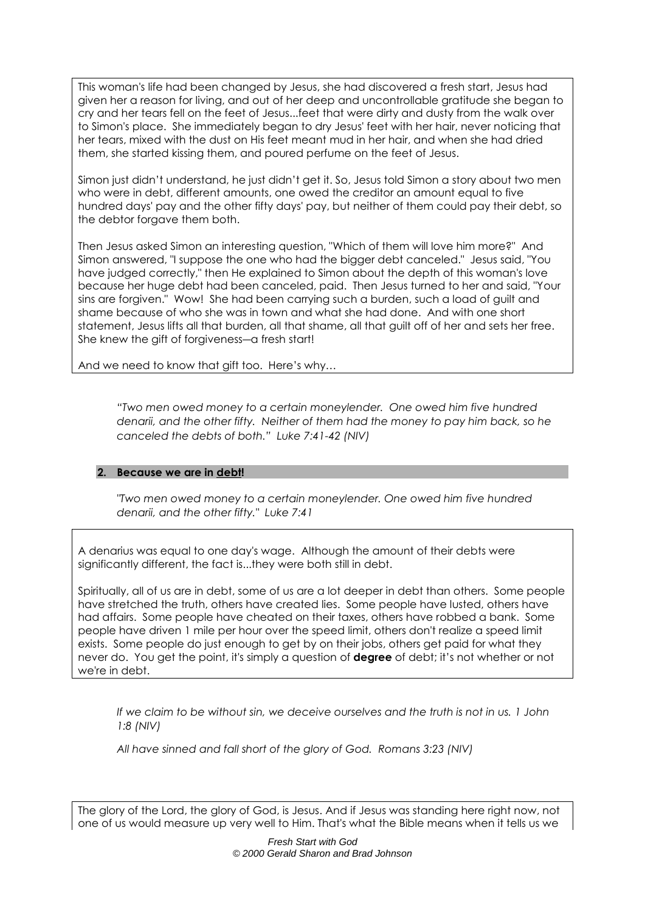This woman's life had been changed by Jesus, she had discovered a fresh start, Jesus had given her a reason for living, and out of her deep and uncontrollable gratitude she began to cry and her tears fell on the feet of Jesus...feet that were dirty and dusty from the walk over to Simon's place. She immediately began to dry Jesus' feet with her hair, never noticing that her tears, mixed with the dust on His feet meant mud in her hair, and when she had dried them, she started kissing them, and poured perfume on the feet of Jesus.

Simon just didn't understand, he just didn't get it. So, Jesus told Simon a story about two men who were in debt, different amounts, one owed the creditor an amount equal to five hundred days' pay and the other fifty days' pay, but neither of them could pay their debt, so the debtor forgave them both.

Then Jesus asked Simon an interesting question, "Which of them will love him more?" And Simon answered, "I suppose the one who had the bigger debt canceled." Jesus said, "You have judged correctly," then He explained to Simon about the depth of this woman's love because her huge debt had been canceled, paid. Then Jesus turned to her and said, "Your sins are forgiven." Wow! She had been carrying such a burden, such a load of guilt and shame because of who she was in town and what she had done. And with one short statement, Jesus lifts all that burden, all that shame, all that guilt off of her and sets her free. She knew the gift of forgiveness—a fresh start!

And we need to know that gift too. Here's why…

*"Two men owed money to a certain moneylender. One owed him five hundred denarii, and the other fifty. Neither of them had the money to pay him back, so he canceled the debts of both." Luke 7:41-42 (NIV)*

## 2. Because we are in debt!

*"Two men owed money to a certain moneylender. One owed him five hundred denarii, and the other fifty." Luke 7:41*

A denarius was equal to one day's wage. Although the amount of their debts were significantly different, the fact is...they were both still in debt.

Spiritually, all of us are in debt, some of us are a lot deeper in debt than others. Some people have stretched the truth, others have created lies. Some people have lusted, others have had affairs. Some people have cheated on their taxes, others have robbed a bank. Some people have driven 1 mile per hour over the speed limit, others don't realize a speed limit exists. Some people do just enough to get by on their jobs, others get paid for what they never do. You get the point, it's simply a question of **degree** of debt; it's not whether or not we're in debt.

*If we claim to be without sin, we deceive ourselves and the truth is not in us. 1 John 1:8 (NIV)*

*All have sinned and fall short of the glory of God. Romans 3:23 (NIV)*

The glory of the Lord, the glory of God, is Jesus. And if Jesus was standing here right now, not one of us would measure up very well to Him. That's what the Bible means when it tells us we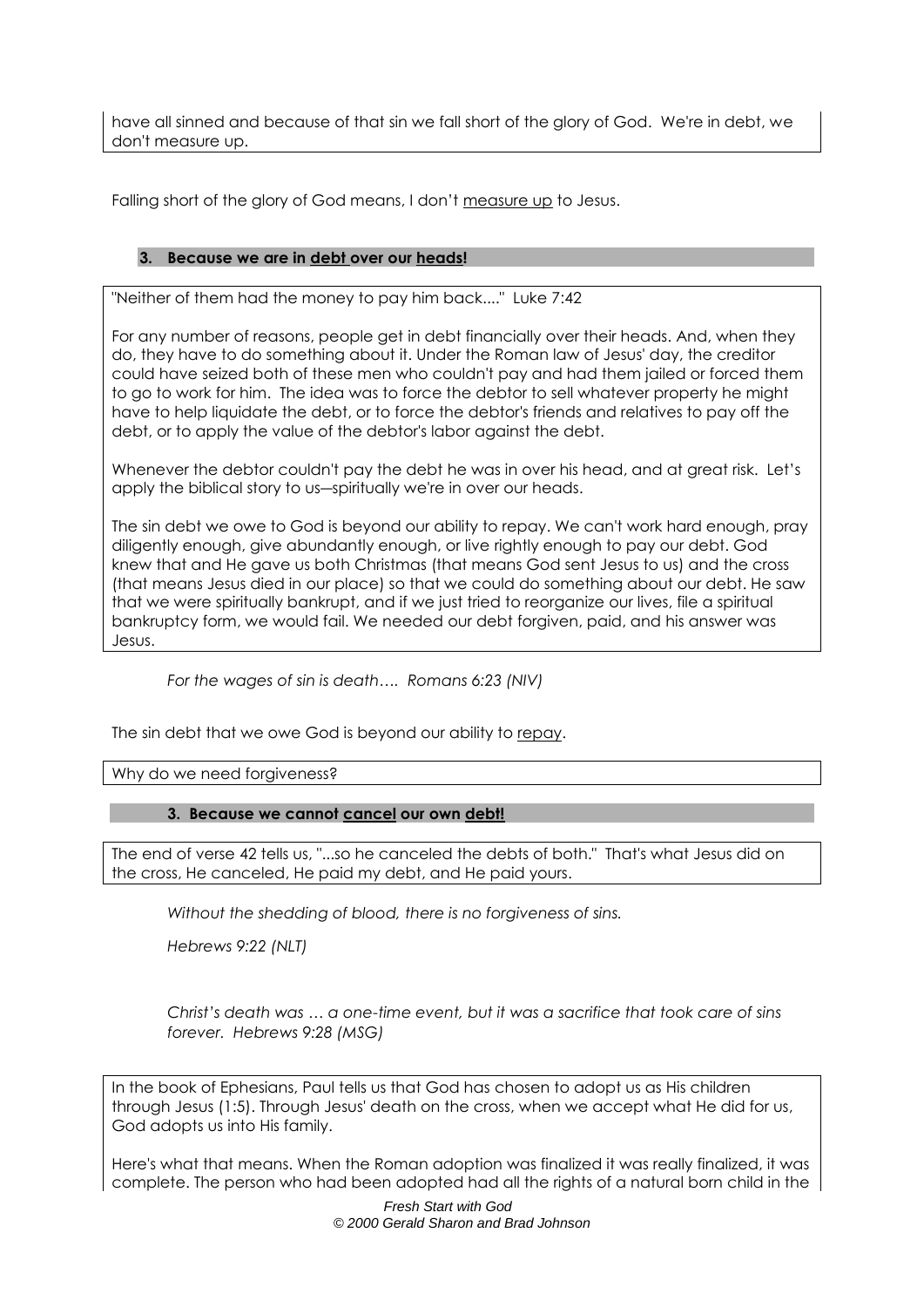have all sinned and because of that sin we fall short of the glory of God. We're in debt, we don't measure up.

Falling short of the glory of God means, I don't measure up to Jesus.

### 3. Because we are in debt over our heads!

"Neither of them had the money to pay him back...." Luke 7:42

For any number of reasons, people get in debt financially over their heads. And, when they do, they have to do something about it. Under the Roman law of Jesus' day, the creditor could have seized both of these men who couldn't pay and had them jailed or forced them to go to work for him. The idea was to force the debtor to sell whatever property he might have to help liquidate the debt, or to force the debtor's friends and relatives to pay off the debt, or to apply the value of the debtor's labor against the debt.

Whenever the debtor couldn't pay the debt he was in over his head, and at great risk. Let's apply the biblical story to us—spiritually we're in over our heads.

The sin debt we owe to God is beyond our ability to repay. We can't work hard enough, pray diligently enough, give abundantly enough, or live rightly enough to pay our debt. God knew that and He gave us both Christmas (that means God sent Jesus to us) and the cross (that means Jesus died in our place) so that we could do something about our debt. He saw that we were spiritually bankrupt, and if we just tried to reorganize our lives, file a spiritual bankruptcy form, we would fail. We needed our debt forgiven, paid, and his answer was Jesus.

*For the wages of sin is death…. Romans 6:23 (NIV)*

The sin debt that we owe God is beyond our ability to repay.

Why do we need forgiveness?

### 3. Because we cannot cancel our own debt!

The end of verse 42 tells us, "...so he canceled the debts of both." That's what Jesus did on the cross, He canceled, He paid my debt, and He paid yours.

*Without the shedding of blood, there is no forgiveness of sins.*

*Hebrews 9:22 (NLT)*

*Christ's death was … a one-time event, but it was a sacrifice that took care of sins forever. Hebrews 9:28 (MSG)*

In the book of Ephesians, Paul tells us that God has chosen to adopt us as His children through Jesus (1:5). Through Jesus' death on the cross, when we accept what He did for us, God adopts us into His family.

Here's what that means. When the Roman adoption was finalized it was really finalized, it was complete. The person who had been adopted had all the rights of a natural born child in the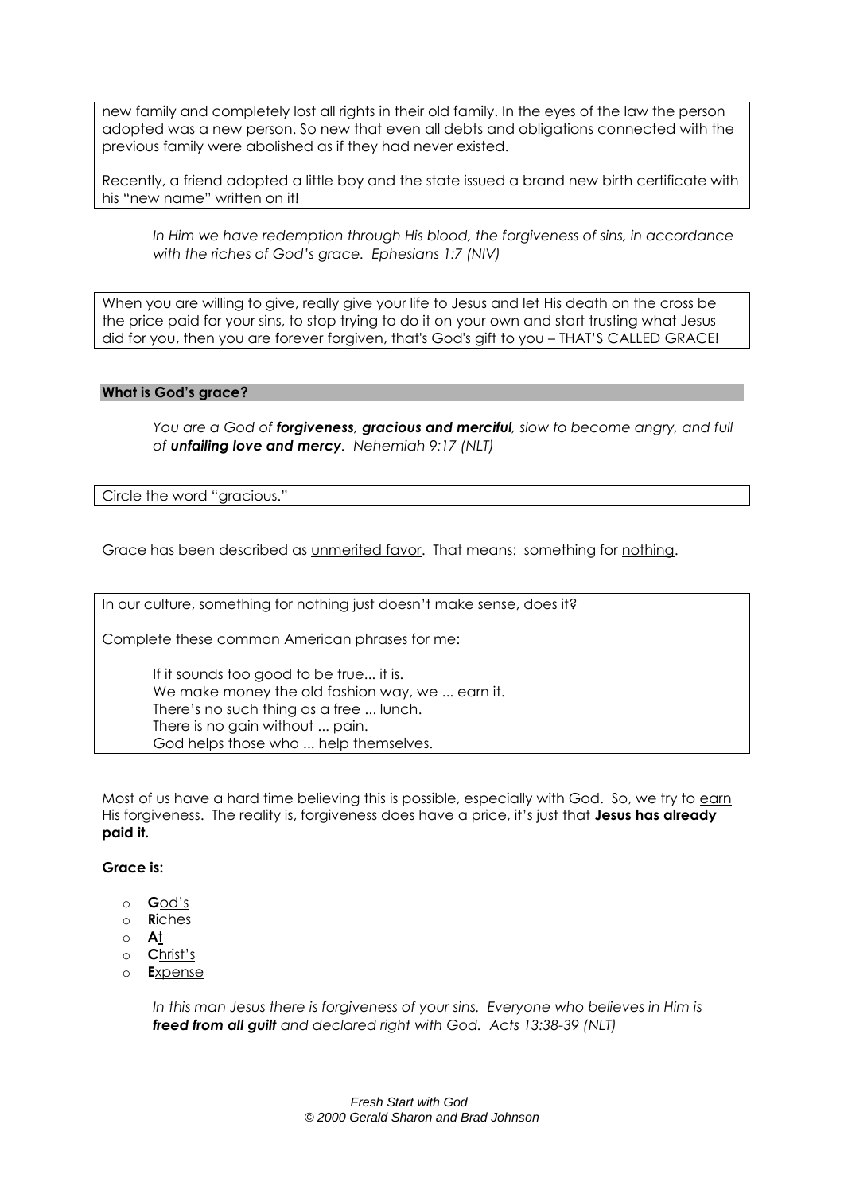new family and completely lost all rights in their old family. In the eyes of the law the person adopted was a new person. So new that even all debts and obligations connected with the previous family were abolished as if they had never existed.

Recently, a friend adopted a little boy and the state issued a brand new birth certificate with his "new name" written on it!

> *In Him we have redemption through His blood, the forgiveness of sins, in accordance with the riches of God's grace. Ephesians 1:7 (NIV)*

When you are willing to give, really give your life to Jesus and let His death on the cross be the price paid for your sins, to stop trying to do it on your own and start trusting what Jesus did for you, then you are forever forgiven, that's God's gift to you – THAT'S CALLED GRACE!

### What is God's grace?

> *You are a God of **forgiveness, gracious and merciful**, slow to become angry, and full of **unfailing love and mercy**. Nehemiah 9:17 (NLT)*

Circle the word "gracious."

Grace has been described as unmerited favor. That means: something for nothing.

In our culture, something for nothing just doesn't make sense, does it?

Complete these common American phrases for me:

> If it sounds too good to be true... it is.
> We make money the old fashion way, we ... earn it.
> There's no such thing as a free ... lunch.
> There is no gain without ... pain.
> God helps those who ... help themselves.

Most of us have a hard time believing this is possible, especially with God. So, we try to earn His forgiveness. The reality is, forgiveness does have a price, it's just that **Jesus has already paid it.**

**Grace is:**

- **G**od's
- **R**iches
- **A**t
- **C**hrist's
- **E**xpense

> *In this man Jesus there is forgiveness of your sins. Everyone who believes in Him is **freed from all guilt** and declared right with God. Acts 13:38-39 (NLT)*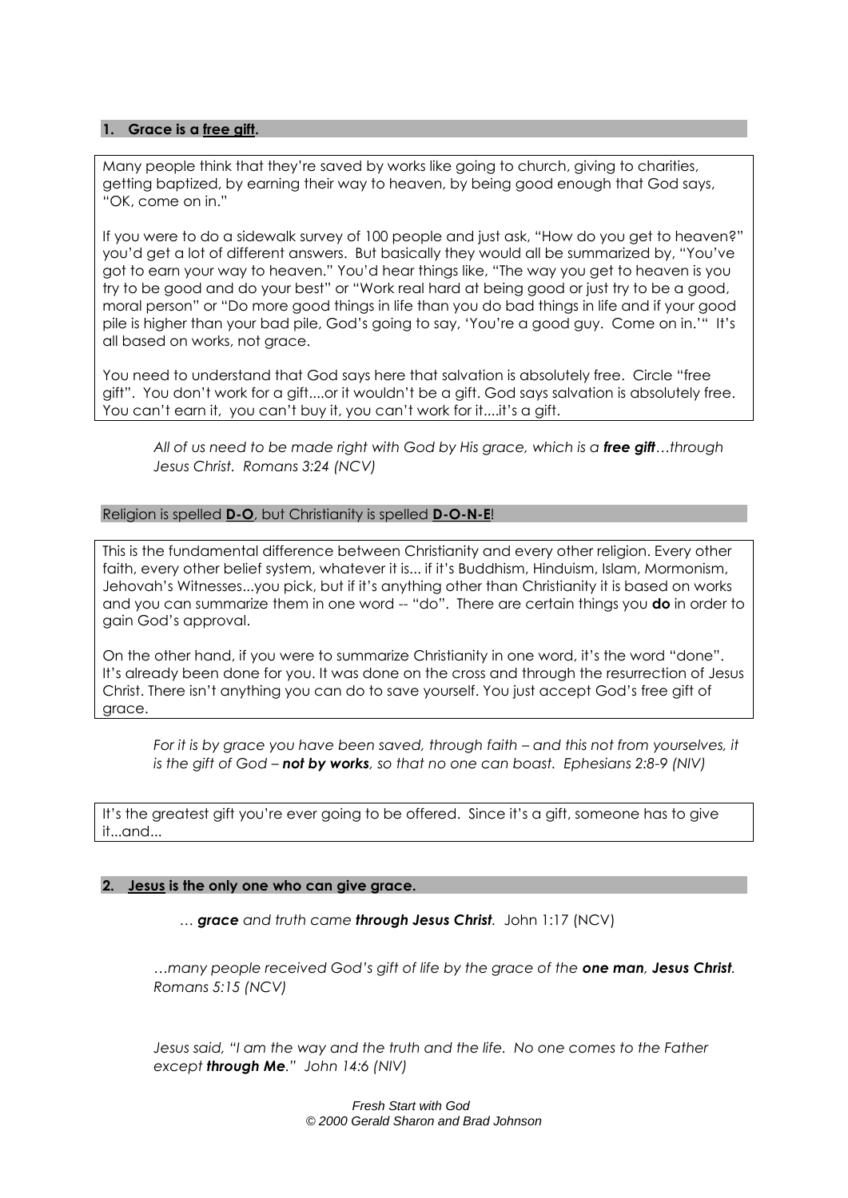## 1. Grace is a <u>free gift</u>.

Many people think that they're saved by works like going to church, giving to charities, getting baptized, by earning their way to heaven, by being good enough that God says, "OK, come on in."

If you were to do a sidewalk survey of 100 people and just ask, "How do you get to heaven?" you'd get a lot of different answers. But basically they would all be summarized by, "You've got to earn your way to heaven." You'd hear things like, "The way you get to heaven is you try to be good and do your best" or "Work real hard at being good or just try to be a good, moral person" or "Do more good things in life than you do bad things in life and if your good pile is higher than your bad pile, God's going to say, 'You're a good guy. Come on in.'" It's all based on works, not grace.

You need to understand that God says here that salvation is absolutely free. Circle "free gift". You don't work for a gift....or it wouldn't be a gift. God says salvation is absolutely free. You can't earn it, you can't buy it, you can't work for it....it's a gift.

> *All of us need to be made right with God by His grace, which is a **free gift**…through Jesus Christ. Romans 3:24 (NCV)*

Religion is spelled **<u>D-O</u>**, but Christianity is spelled **<u>D-O-N-E</u>**!

This is the fundamental difference between Christianity and every other religion. Every other faith, every other belief system, whatever it is... if it's Buddhism, Hinduism, Islam, Mormonism, Jehovah's Witnesses...you pick, but if it's anything other than Christianity it is based on works and you can summarize them in one word -- "do". There are certain things you **do** in order to gain God's approval.

On the other hand, if you were to summarize Christianity in one word, it's the word "done". It's already been done for you. It was done on the cross and through the resurrection of Jesus Christ. There isn't anything you can do to save yourself. You just accept God's free gift of grace.

> *For it is by grace you have been saved, through faith – and this not from yourselves, it is the gift of God – **not by works**, so that no one can boast. Ephesians 2:8-9 (NIV)*

It's the greatest gift you're ever going to be offered. Since it's a gift, someone has to give it...and...

## 2. <u>Jesus</u> is the only one who can give grace.

> *… **grace** and truth came **through Jesus Christ**.* John 1:17 (NCV)

> *…many people received God's gift of life by the grace of the **one man, Jesus Christ**. Romans 5:15 (NCV)*

> *Jesus said, "I am the way and the truth and the life. No one comes to the Father except **through Me**." John 14:6 (NIV)*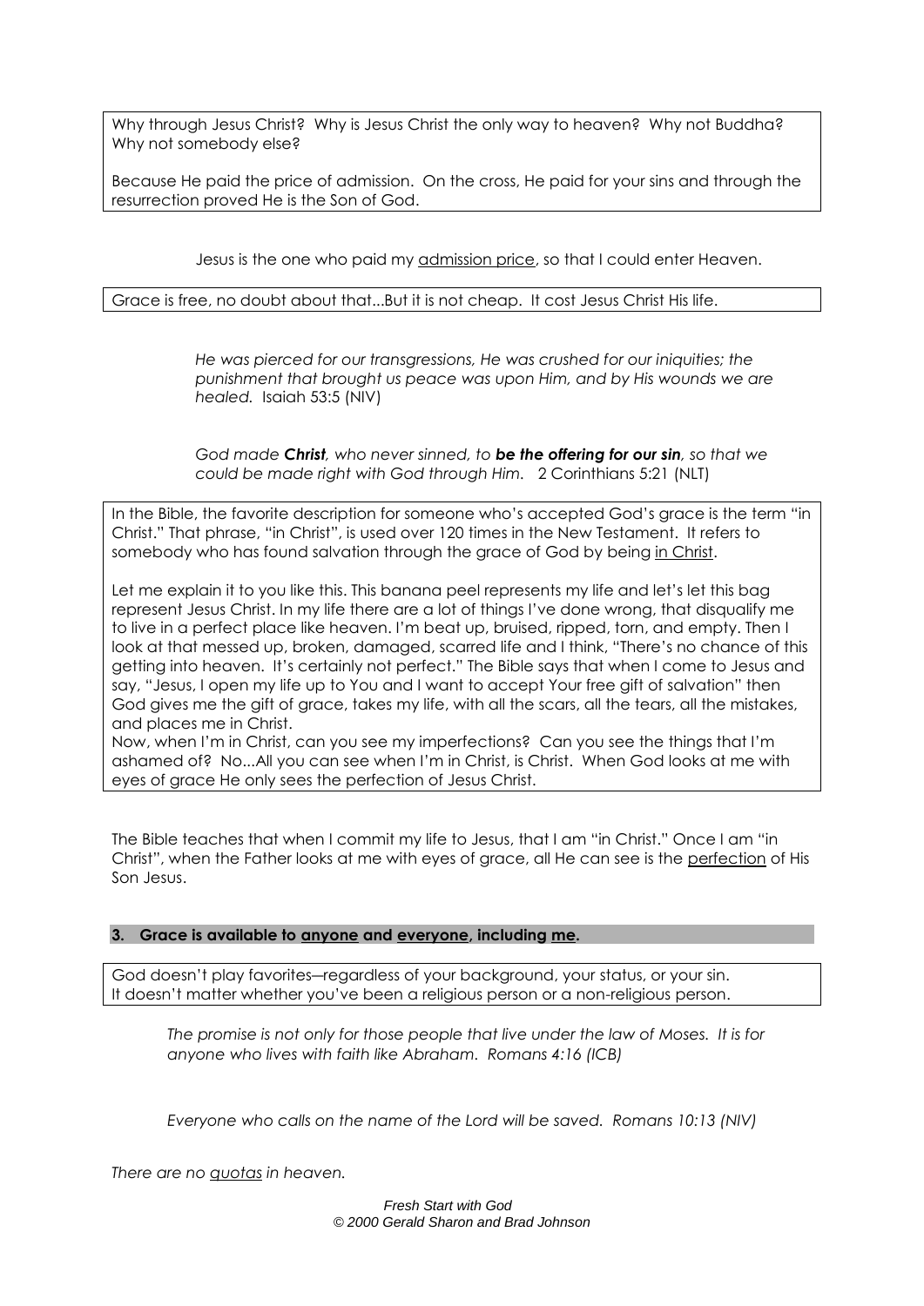Why through Jesus Christ? Why is Jesus Christ the only way to heaven? Why not Buddha? Why not somebody else?

Because He paid the price of admission. On the cross, He paid for your sins and through the resurrection proved He is the Son of God.

Jesus is the one who paid my admission price, so that I could enter Heaven.

Grace is free, no doubt about that...But it is not cheap. It cost Jesus Christ His life.

> *He was pierced for our transgressions, He was crushed for our iniquities; the punishment that brought us peace was upon Him, and by His wounds we are healed.* Isaiah 53:5 (NIV)

> *God made **Christ**, who never sinned, to **be the offering for our sin**, so that we could be made right with God through Him.* 2 Corinthians 5:21 (NLT)

In the Bible, the favorite description for someone who's accepted God's grace is the term "in Christ." That phrase, "in Christ", is used over 120 times in the New Testament. It refers to somebody who has found salvation through the grace of God by being in Christ.

Let me explain it to you like this. This banana peel represents my life and let's let this bag represent Jesus Christ. In my life there are a lot of things I've done wrong, that disqualify me to live in a perfect place like heaven. I'm beat up, bruised, ripped, torn, and empty. Then I look at that messed up, broken, damaged, scarred life and I think, "There's no chance of this getting into heaven. It's certainly not perfect." The Bible says that when I come to Jesus and say, "Jesus, I open my life up to You and I want to accept Your free gift of salvation" then God gives me the gift of grace, takes my life, with all the scars, all the tears, all the mistakes, and places me in Christ.
Now, when I'm in Christ, can you see my imperfections? Can you see the things that I'm ashamed of? No...All you can see when I'm in Christ, is Christ. When God looks at me with eyes of grace He only sees the perfection of Jesus Christ.

The Bible teaches that when I commit my life to Jesus, that I am "in Christ." Once I am "in Christ", when the Father looks at me with eyes of grace, all He can see is the perfection of His Son Jesus.

### 3. Grace is available to anyone and everyone, including me.

God doesn't play favorites—regardless of your background, your status, or your sin. It doesn't matter whether you've been a religious person or a non-religious person.

> *The promise is not only for those people that live under the law of Moses. It is for anyone who lives with faith like Abraham. Romans 4:16 (ICB)*

> *Everyone who calls on the name of the Lord will be saved. Romans 10:13 (NIV)*

*There are no quotas in heaven.*

*Fresh Start with God*
*© 2000 Gerald Sharon and Brad Johnson*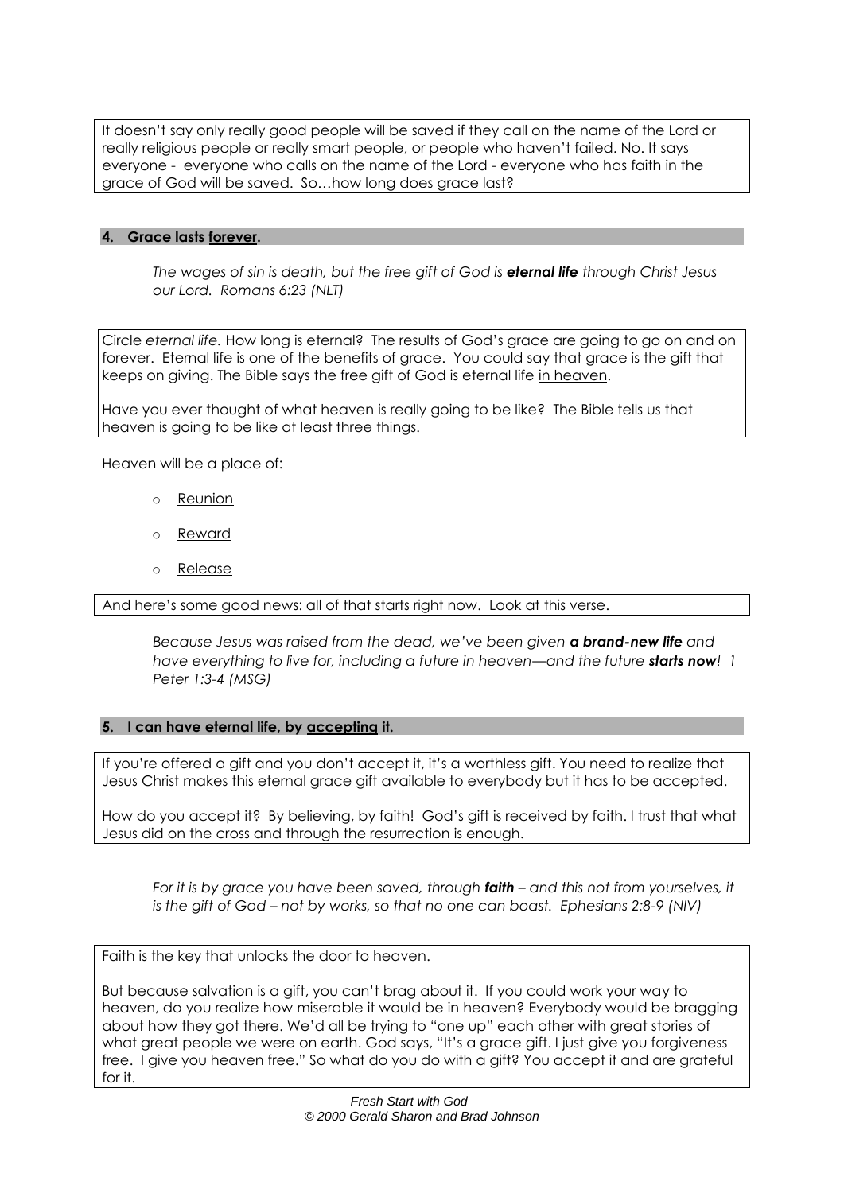It doesn't say only really good people will be saved if they call on the name of the Lord or really religious people or really smart people, or people who haven't failed. No. It says everyone - everyone who calls on the name of the Lord - everyone who has faith in the grace of God will be saved. So…how long does grace last?

#### 4. Grace lasts <u>forever</u>.

> *The wages of sin is death, but the free gift of God is **eternal life** through Christ Jesus our Lord. Romans 6:23 (NLT)*

Circle *eternal life.* How long is eternal? The results of God's grace are going to go on and on forever. Eternal life is one of the benefits of grace. You could say that grace is the gift that keeps on giving. The Bible says the free gift of God is eternal life <u>in heaven</u>.

Have you ever thought of what heaven is really going to be like? The Bible tells us that heaven is going to be like at least three things.

Heaven will be a place of:

- <u>Reunion</u>
- <u>Reward</u>
- <u>Release</u>

And here's some good news: all of that starts right now. Look at this verse.

> *Because Jesus was raised from the dead, we've been given **a brand-new life** and have everything to live for, including a future in heaven—and the future **starts now**! 1 Peter 1:3-4 (MSG)*

#### 5. I can have eternal life, by <u>accepting</u> it.

If you're offered a gift and you don't accept it, it's a worthless gift. You need to realize that Jesus Christ makes this eternal grace gift available to everybody but it has to be accepted.

How do you accept it? By believing, by faith! God's gift is received by faith. I trust that what Jesus did on the cross and through the resurrection is enough.

> *For it is by grace you have been saved, through **faith** – and this not from yourselves, it is the gift of God – not by works, so that no one can boast. Ephesians 2:8-9 (NIV)*

Faith is the key that unlocks the door to heaven.

But because salvation is a gift, you can't brag about it. If you could work your way to heaven, do you realize how miserable it would be in heaven? Everybody would be bragging about how they got there. We'd all be trying to "one up" each other with great stories of what great people we were on earth. God says, "It's a grace gift. I just give you forgiveness free. I give you heaven free." So what do you do with a gift? You accept it and are grateful for it.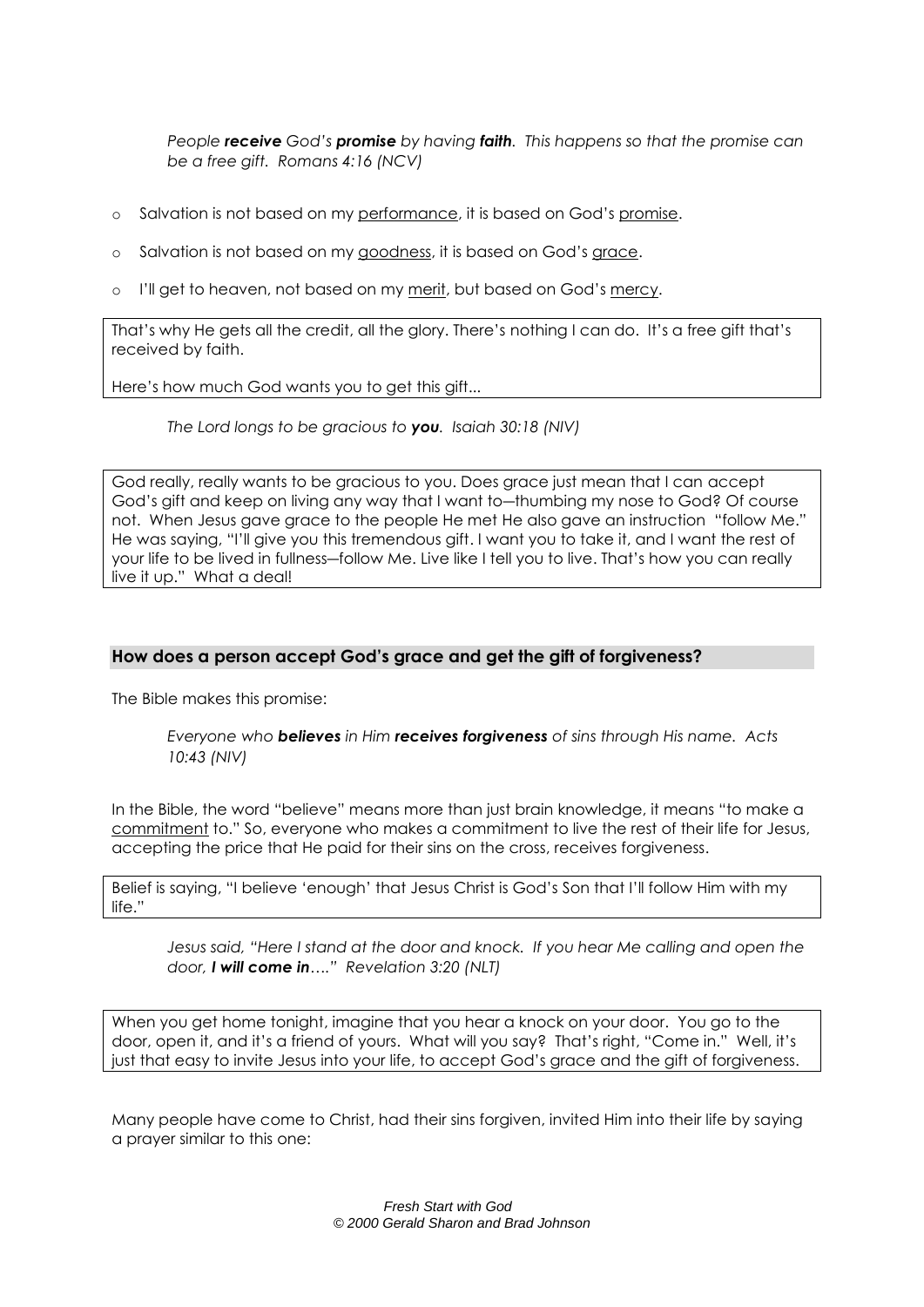*People **receive** God's **promise** by having **faith**. This happens so that the promise can be a free gift. Romans 4:16 (NCV)*

- Salvation is not based on my <u>performance</u>, it is based on God's <u>promise</u>.
- Salvation is not based on my <u>goodness</u>, it is based on God's <u>grace</u>.
- I'll get to heaven, not based on my <u>merit</u>, but based on God's <u>mercy</u>.

That's why He gets all the credit, all the glory. There's nothing I can do. It's a free gift that's received by faith.

Here's how much God wants you to get this gift...

*The Lord longs to be gracious to **you**. Isaiah 30:18 (NIV)*

God really, really wants to be gracious to you. Does grace just mean that I can accept God's gift and keep on living any way that I want to—thumbing my nose to God? Of course not. When Jesus gave grace to the people He met He also gave an instruction "follow Me." He was saying, "I'll give you this tremendous gift. I want you to take it, and I want the rest of your life to be lived in fullness—follow Me. Live like I tell you to live. That's how you can really live it up." What a deal!

## How does a person accept God's grace and get the gift of forgiveness?

The Bible makes this promise:

*Everyone who **believes** in Him **receives forgiveness** of sins through His name. Acts 10:43 (NIV)*

In the Bible, the word "believe" means more than just brain knowledge, it means "to make a <u>commitment</u> to." So, everyone who makes a commitment to live the rest of their life for Jesus, accepting the price that He paid for their sins on the cross, receives forgiveness.

Belief is saying, "I believe 'enough' that Jesus Christ is God's Son that I'll follow Him with my life."

*Jesus said, "Here I stand at the door and knock. If you hear Me calling and open the door, **I will come in**…." Revelation 3:20 (NLT)*

When you get home tonight, imagine that you hear a knock on your door. You go to the door, open it, and it's a friend of yours. What will you say? That's right, "Come in." Well, it's just that easy to invite Jesus into your life, to accept God's grace and the gift of forgiveness.

Many people have come to Christ, had their sins forgiven, invited Him into their life by saying a prayer similar to this one: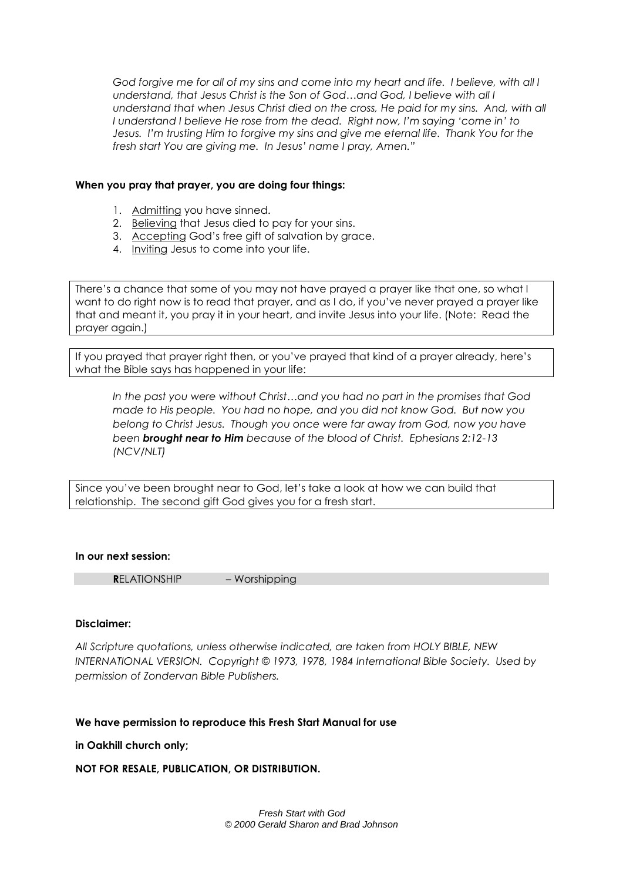*God forgive me for all of my sins and come into my heart and life. I believe, with all I understand, that Jesus Christ is the Son of God…and God, I believe with all I understand that when Jesus Christ died on the cross, He paid for my sins. And, with all I understand I believe He rose from the dead. Right now, I'm saying 'come in' to Jesus. I'm trusting Him to forgive my sins and give me eternal life. Thank You for the fresh start You are giving me. In Jesus' name I pray, Amen."*

**When you pray that prayer, you are doing four things:**

1. <u>Admitting</u> you have sinned.
2. <u>Believing</u> that Jesus died to pay for your sins.
3. <u>Accepting</u> God's free gift of salvation by grace.
4. <u>Inviting</u> Jesus to come into your life.

There's a chance that some of you may not have prayed a prayer like that one, so what I want to do right now is to read that prayer, and as I do, if you've never prayed a prayer like that and meant it, you pray it in your heart, and invite Jesus into your life. (Note: Read the prayer again.)

If you prayed that prayer right then, or you've prayed that kind of a prayer already, here's what the Bible says has happened in your life:

*In the past you were without Christ…and you had no part in the promises that God made to His people. You had no hope, and you did not know God. But now you belong to Christ Jesus. Though you once were far away from God, now you have been* ***brought near to Him*** *because of the blood of Christ. Ephesians 2:12-13 (NCV/NLT)*

Since you've been brought near to God, let's take a look at how we can build that relationship. The second gift God gives you for a fresh start.

**In our next session:**

**R**ELATIONSHIP – Worshipping

**Disclaimer:**

*All Scripture quotations, unless otherwise indicated, are taken from HOLY BIBLE, NEW INTERNATIONAL VERSION. Copyright © 1973, 1978, 1984 International Bible Society. Used by permission of Zondervan Bible Publishers.*

**We have permission to reproduce this Fresh Start Manual for use**

**in Oakhill church only;**

**NOT FOR RESALE, PUBLICATION, OR DISTRIBUTION.**

*Fresh Start with God*
*© 2000 Gerald Sharon and Brad Johnson*